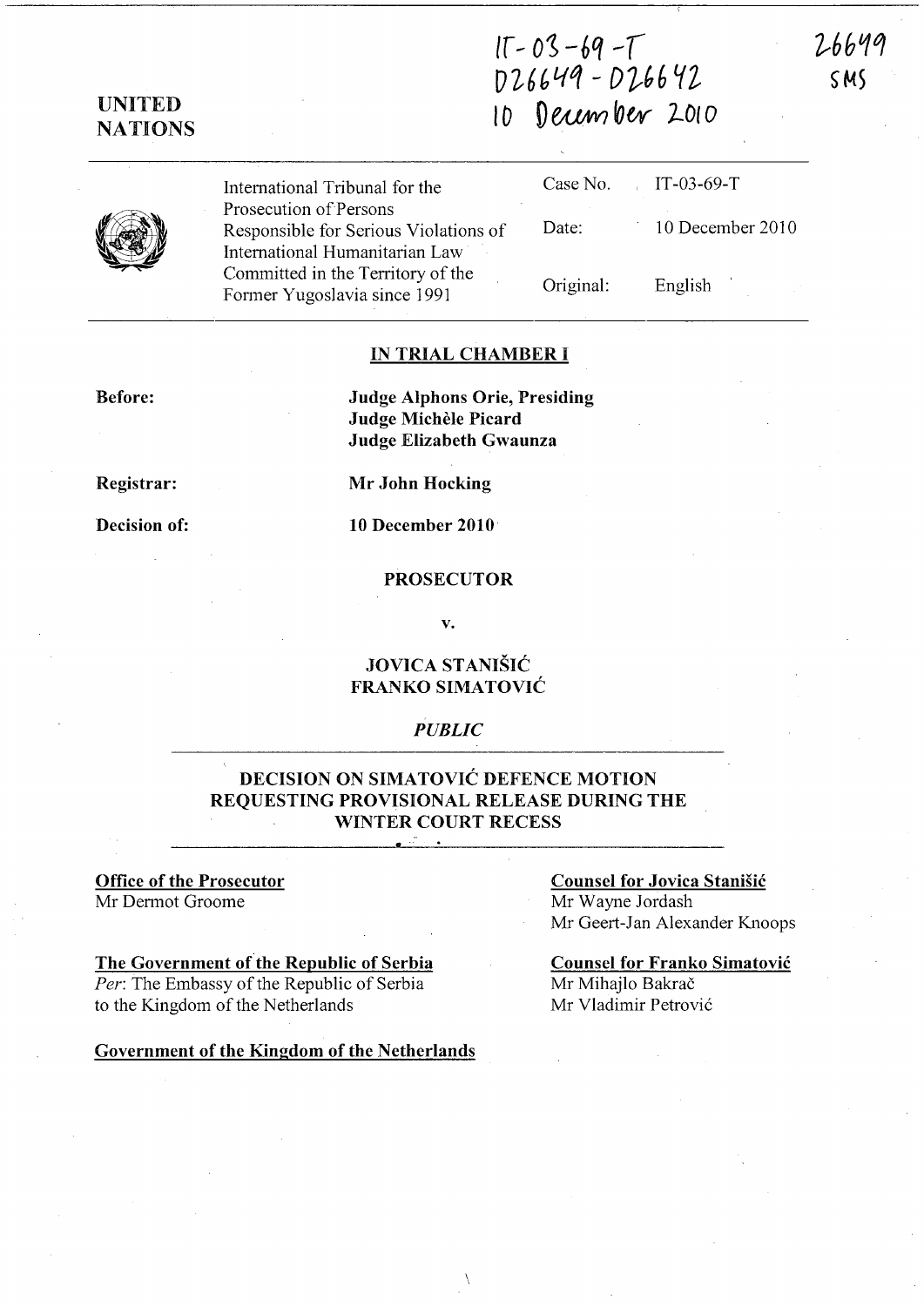IT-03-69-T
D26649 - D26642
10 December 2010

26649
SMS

UNITED NATIONS

| | | |
|---|---|---|
| International Tribunal for the Prosecution of Persons Responsible for Serious Violations of International Humanitarian Law Committed in the Territory of the Former Yugoslavia since 1991 | Case No. | IT-03-69-T |
| | Date: | 10 December 2010 |
| | Original: | English |

## IN TRIAL CHAMBER I

**Before:** **Judge Alphons Orie, Presiding**
**Judge Michèle Picard**
**Judge Elizabeth Gwaunza**

**Registrar:** **Mr John Hocking**

**Decision of:** **10 December 2010**

**PROSECUTOR**

**v.**

**JOVICA STANIŠIĆ**
**FRANKO SIMATOVIĆ**

*PUBLIC*

## DECISION ON SIMATOVIĆ DEFENCE MOTION REQUESTING PROVISIONAL RELEASE DURING THE WINTER COURT RECESS

**Office of the Prosecutor**
Mr Dermot Groome

**The Government of the Republic of Serbia**
*Per*: The Embassy of the Republic of Serbia to the Kingdom of the Netherlands

**Government of the Kingdom of the Netherlands**

**Counsel for Jovica Stanišić**
Mr Wayne Jordash
Mr Geert-Jan Alexander Knoops

**Counsel for Franko Simatović**
Mr Mihajlo Bakrač
Mr Vladimir Petrović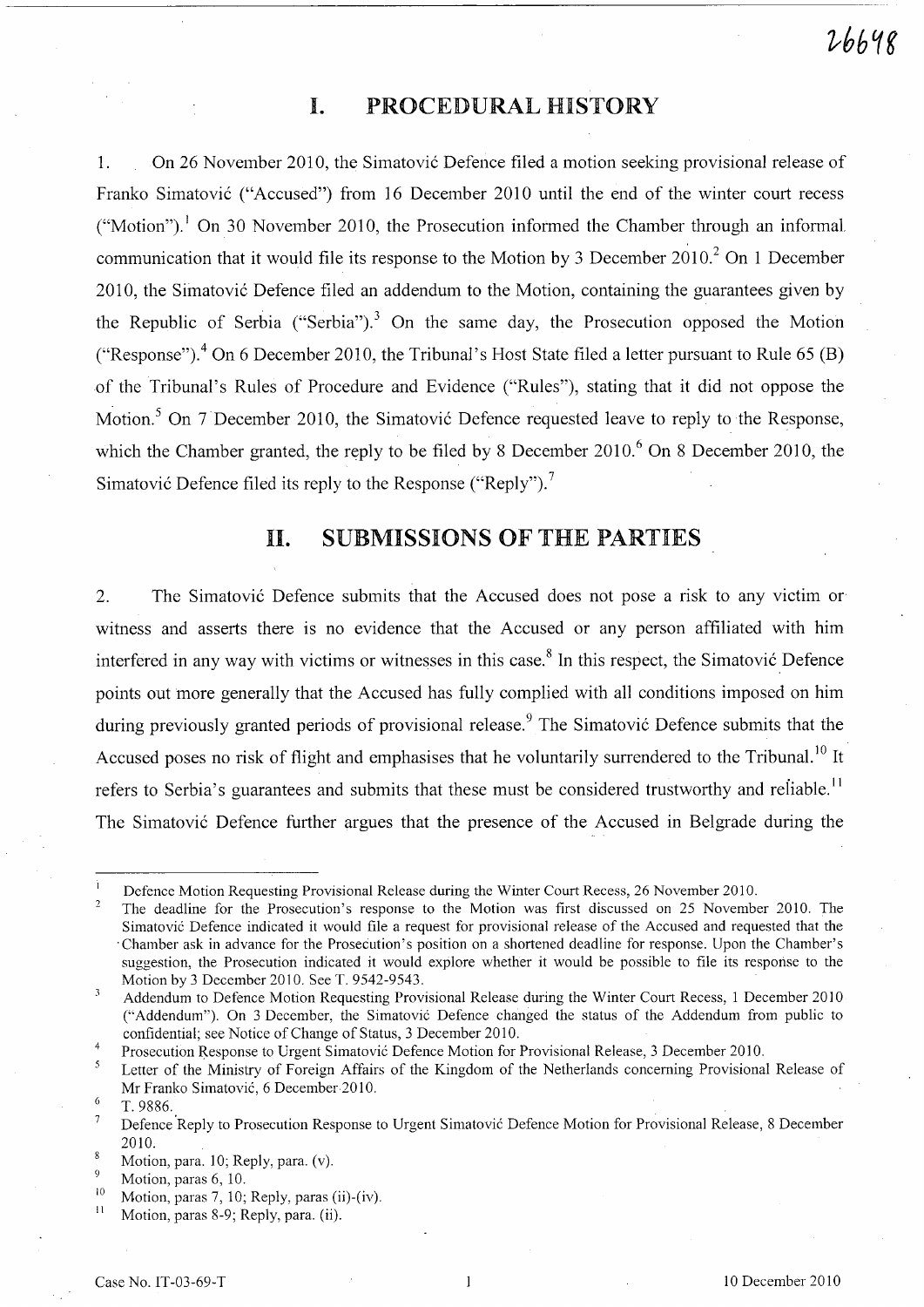# I. PROCEDURAL HISTORY

1. On 26 November 2010, the Simatović Defence filed a motion seeking provisional release of Franko Simatović ("Accused") from 16 December 2010 until the end of the winter court recess ("Motion").[1] On 30 November 2010, the Prosecution informed the Chamber through an informal communication that it would file its response to the Motion by 3 December 2010.[2] On 1 December 2010, the Simatović Defence filed an addendum to the Motion, containing the guarantees given by the Republic of Serbia ("Serbia").[3] On the same day, the Prosecution opposed the Motion ("Response").[4] On 6 December 2010, the Tribunal's Host State filed a letter pursuant to Rule 65 (B) of the Tribunal's Rules of Procedure and Evidence ("Rules"), stating that it did not oppose the Motion.[5] On 7 December 2010, the Simatović Defence requested leave to reply to the Response, which the Chamber granted, the reply to be filed by 8 December 2010.[6] On 8 December 2010, the Simatović Defence filed its reply to the Response ("Reply").[7]

# II. SUBMISSIONS OF THE PARTIES

2. The Simatović Defence submits that the Accused does not pose a risk to any victim or witness and asserts there is no evidence that the Accused or any person affiliated with him interfered in any way with victims or witnesses in this case.[8] In this respect, the Simatović Defence points out more generally that the Accused has fully complied with all conditions imposed on him during previously granted periods of provisional release.[9] The Simatović Defence submits that the Accused poses no risk of flight and emphasises that he voluntarily surrendered to the Tribunal.[10] It refers to Serbia's guarantees and submits that these must be considered trustworthy and reliable.[11] The Simatović Defence further argues that the presence of the Accused in Belgrade during the

---

[1] Defence Motion Requesting Provisional Release during the Winter Court Recess, 26 November 2010.

[2] The deadline for the Prosecution's response to the Motion was first discussed on 25 November 2010. The Simatović Defence indicated it would file a request for provisional release of the Accused and requested that the Chamber ask in advance for the Prosecution's position on a shortened deadline for response. Upon the Chamber's suggestion, the Prosecution indicated it would explore whether it would be possible to file its response to the Motion by 3 December 2010. See T. 9542-9543.

[3] Addendum to Defence Motion Requesting Provisional Release during the Winter Court Recess, 1 December 2010 ("Addendum"). On 3 December, the Simatović Defence changed the status of the Addendum from public to confidential; see Notice of Change of Status, 3 December 2010.

[4] Prosecution Response to Urgent Simatović Defence Motion for Provisional Release, 3 December 2010.

[5] Letter of the Ministry of Foreign Affairs of the Kingdom of the Netherlands concerning Provisional Release of Mr Franko Simatović, 6 December 2010.

[6] T. 9886.

[7] Defence Reply to Prosecution Response to Urgent Simatović Defence Motion for Provisional Release, 8 December 2010.

[8] Motion, para. 10; Reply, para. (v).

[9] Motion, paras 6, 10.

[10] Motion, paras 7, 10; Reply, paras (ii)-(iv).

[11] Motion, paras 8-9; Reply, para. (ii).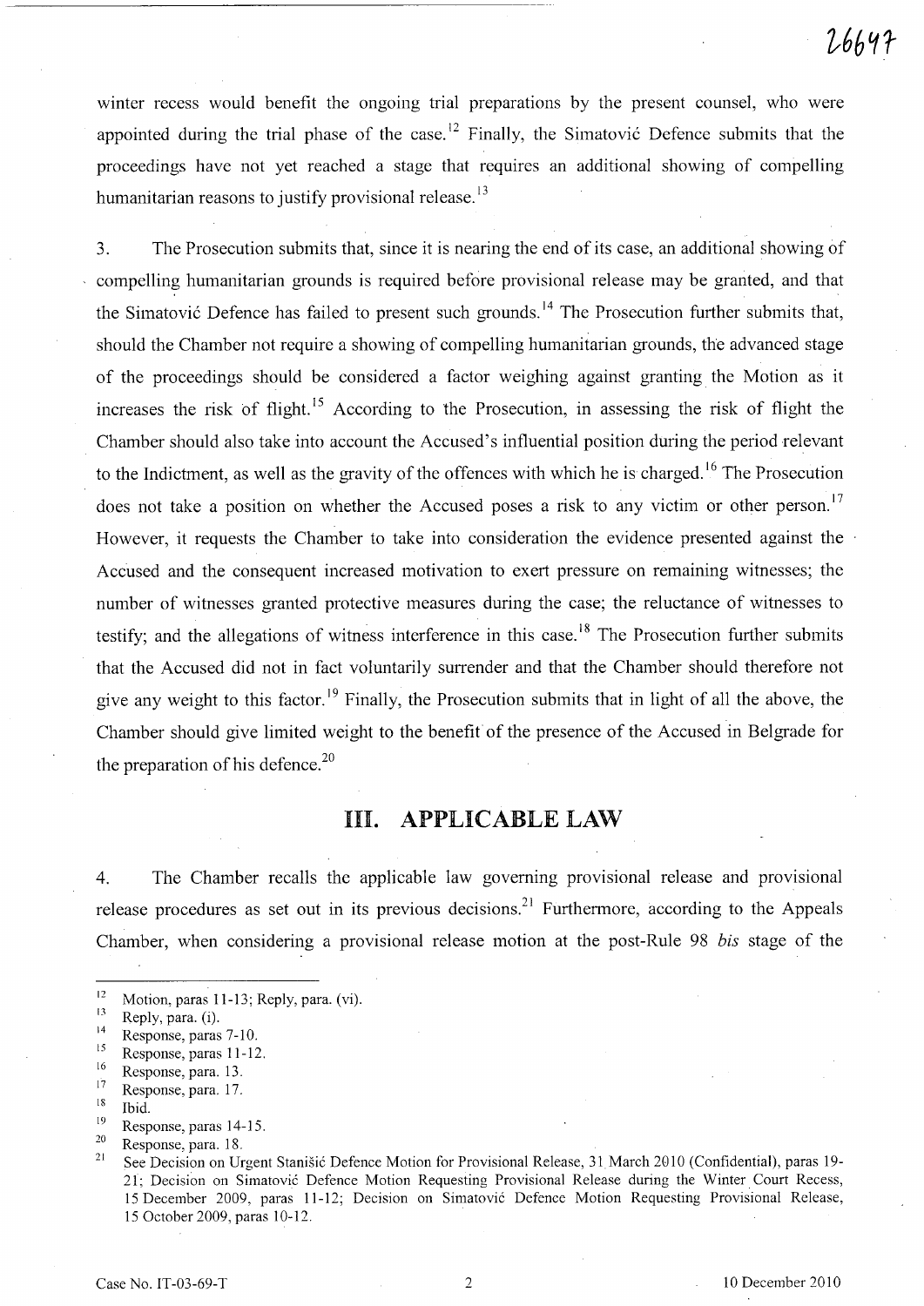winter recess would benefit the ongoing trial preparations by the present counsel, who were appointed during the trial phase of the case.[12] Finally, the Simatović Defence submits that the proceedings have not yet reached a stage that requires an additional showing of compelling humanitarian reasons to justify provisional release.[13]

3. The Prosecution submits that, since it is nearing the end of its case, an additional showing of compelling humanitarian grounds is required before provisional release may be granted, and that the Simatović Defence has failed to present such grounds.[14] The Prosecution further submits that, should the Chamber not require a showing of compelling humanitarian grounds, the advanced stage of the proceedings should be considered a factor weighing against granting the Motion as it increases the risk of flight.[15] According to the Prosecution, in assessing the risk of flight the Chamber should also take into account the Accused's influential position during the period relevant to the Indictment, as well as the gravity of the offences with which he is charged.[16] The Prosecution does not take a position on whether the Accused poses a risk to any victim or other person.[17] However, it requests the Chamber to take into consideration the evidence presented against the Accused and the consequent increased motivation to exert pressure on remaining witnesses; the number of witnesses granted protective measures during the case; the reluctance of witnesses to testify; and the allegations of witness interference in this case.[18] The Prosecution further submits that the Accused did not in fact voluntarily surrender and that the Chamber should therefore not give any weight to this factor.[19] Finally, the Prosecution submits that in light of all the above, the Chamber should give limited weight to the benefit of the presence of the Accused in Belgrade for the preparation of his defence.[20]

## III. APPLICABLE LAW

4. The Chamber recalls the applicable law governing provisional release and provisional release procedures as set out in its previous decisions.[21] Furthermore, according to the Appeals Chamber, when considering a provisional release motion at the post-Rule 98 *bis* stage of the

---

[12] Motion, paras 11-13; Reply, para. (vi).

[13] Reply, para. (i).

[14] Response, paras 7-10.

[15] Response, paras 11-12.

[16] Response, para. 13.

[17] Response, para. 17.

[18] Ibid.

[19] Response, paras 14-15.

[20] Response, para. 18.

[21] See Decision on Urgent Stanišić Defence Motion for Provisional Release, 31 March 2010 (Confidential), paras 19-21; Decision on Simatović Defence Motion Requesting Provisional Release during the Winter Court Recess, 15 December 2009, paras 11-12; Decision on Simatović Defence Motion Requesting Provisional Release, 15 October 2009, paras 10-12.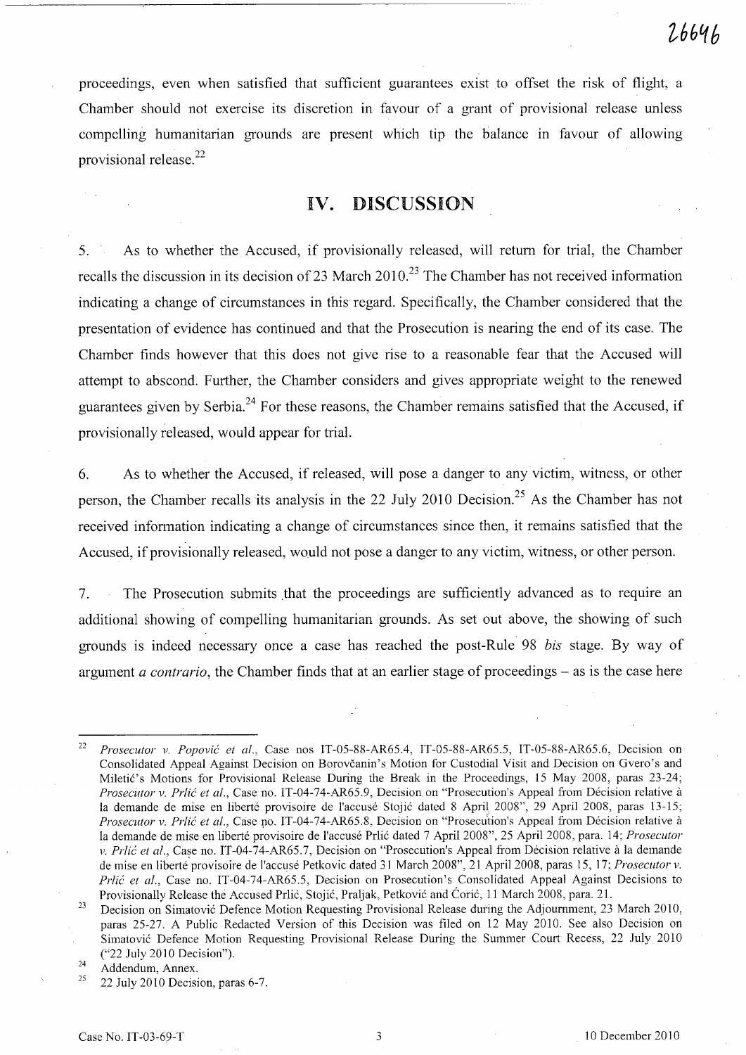proceedings, even when satisfied that sufficient guarantees exist to offset the risk of flight, a Chamber should not exercise its discretion in favour of a grant of provisional release unless compelling humanitarian grounds are present which tip the balance in favour of allowing provisional release.[22]

# IV. DISCUSSION

5. As to whether the Accused, if provisionally released, will return for trial, the Chamber recalls the discussion in its decision of 23 March 2010.[23] The Chamber has not received information indicating a change of circumstances in this regard. Specifically, the Chamber considered that the presentation of evidence has continued and that the Prosecution is nearing the end of its case. The Chamber finds however that this does not give rise to a reasonable fear that the Accused will attempt to abscond. Further, the Chamber considers and gives appropriate weight to the renewed guarantees given by Serbia.[24] For these reasons, the Chamber remains satisfied that the Accused, if provisionally released, would appear for trial.

6. As to whether the Accused, if released, will pose a danger to any victim, witness, or other person, the Chamber recalls its analysis in the 22 July 2010 Decision.[25] As the Chamber has not received information indicating a change of circumstances since then, it remains satisfied that the Accused, if provisionally released, would not pose a danger to any victim, witness, or other person.

7. The Prosecution submits that the proceedings are sufficiently advanced as to require an additional showing of compelling humanitarian grounds. As set out above, the showing of such grounds is indeed necessary once a case has reached the post-Rule 98 *bis* stage. By way of argument *a contrario*, the Chamber finds that at an earlier stage of proceedings – as is the case here

---

[22] *Prosecutor v. Popović et al.*, Case nos IT-05-88-AR65.4, IT-05-88-AR65.5, IT-05-88-AR65.6, Decision on Consolidated Appeal Against Decision on Borovčanin's Motion for Custodial Visit and Decision on Gvero's and Miletić's Motions for Provisional Release During the Break in the Proceedings, 15 May 2008, paras 23-24; *Prosecutor v. Prlić et al.*, Case no. IT-04-74-AR65.9, Decision on "Prosecution's Appeal from Décision relative à la demande de mise en liberté provisoire de l'accusé Stojić dated 8 April 2008", 29 April 2008, paras 13-15; *Prosecutor v. Prlić et al.*, Case no. IT-04-74-AR65.8, Decision on "Prosecution's Appeal from Décision relative à la demande de mise en liberté provisoire de l'accusé Prlić dated 7 April 2008", 25 April 2008, para. 14; *Prosecutor v. Prlić et al.*, Case no. IT-04-74-AR65.7, Decision on "Prosecution's Appeal from Décision relative à la demande de mise en liberté provisoire de l'accusé Petkovic dated 31 March 2008", 21 April 2008, paras 15, 17; *Prosecutor v. Prlić et al.*, Case no. IT-04-74-AR65.5, Decision on Prosecution's Consolidated Appeal Against Decisions to Provisionally Release the Accused Prlić, Stojić, Praljak, Petković and Ćorić, 11 March 2008, para. 21.

[23] Decision on Simatović Defence Motion Requesting Provisional Release during the Adjournment, 23 March 2010, paras 25-27. A Public Redacted Version of this Decision was filed on 12 May 2010. See also Decision on Simatović Defence Motion Requesting Provisional Release During the Summer Court Recess, 22 July 2010 ("22 July 2010 Decision").

[24] Addendum, Annex.

[25] 22 July 2010 Decision, paras 6-7.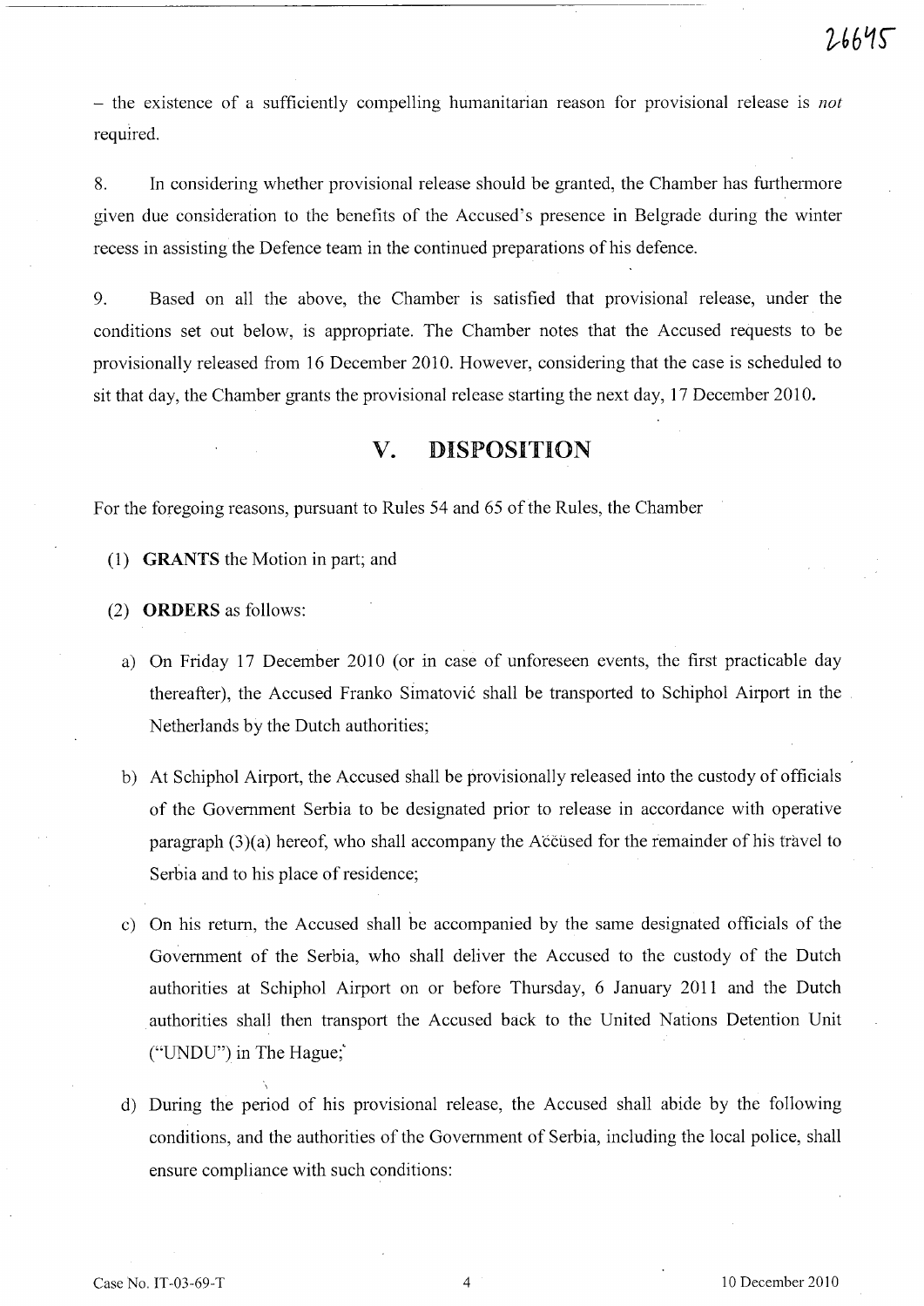– the existence of a sufficiently compelling humanitarian reason for provisional release is *not* required.

8. In considering whether provisional release should be granted, the Chamber has furthermore given due consideration to the benefits of the Accused's presence in Belgrade during the winter recess in assisting the Defence team in the continued preparations of his defence.

9. Based on all the above, the Chamber is satisfied that provisional release, under the conditions set out below, is appropriate. The Chamber notes that the Accused requests to be provisionally released from 16 December 2010. However, considering that the case is scheduled to sit that day, the Chamber grants the provisional release starting the next day, 17 December 2010.

## V. DISPOSITION

For the foregoing reasons, pursuant to Rules 54 and 65 of the Rules, the Chamber

(1) **GRANTS** the Motion in part; and

(2) **ORDERS** as follows:

a) On Friday 17 December 2010 (or in case of unforeseen events, the first practicable day thereafter), the Accused Franko Simatović shall be transported to Schiphol Airport in the Netherlands by the Dutch authorities;

b) At Schiphol Airport, the Accused shall be provisionally released into the custody of officials of the Government Serbia to be designated prior to release in accordance with operative paragraph (3)(a) hereof, who shall accompany the Accused for the remainder of his travel to Serbia and to his place of residence;

c) On his return, the Accused shall be accompanied by the same designated officials of the Government of the Serbia, who shall deliver the Accused to the custody of the Dutch authorities at Schiphol Airport on or before Thursday, 6 January 2011 and the Dutch authorities shall then transport the Accused back to the United Nations Detention Unit ("UNDU") in The Hague;

d) During the period of his provisional release, the Accused shall abide by the following conditions, and the authorities of the Government of Serbia, including the local police, shall ensure compliance with such conditions: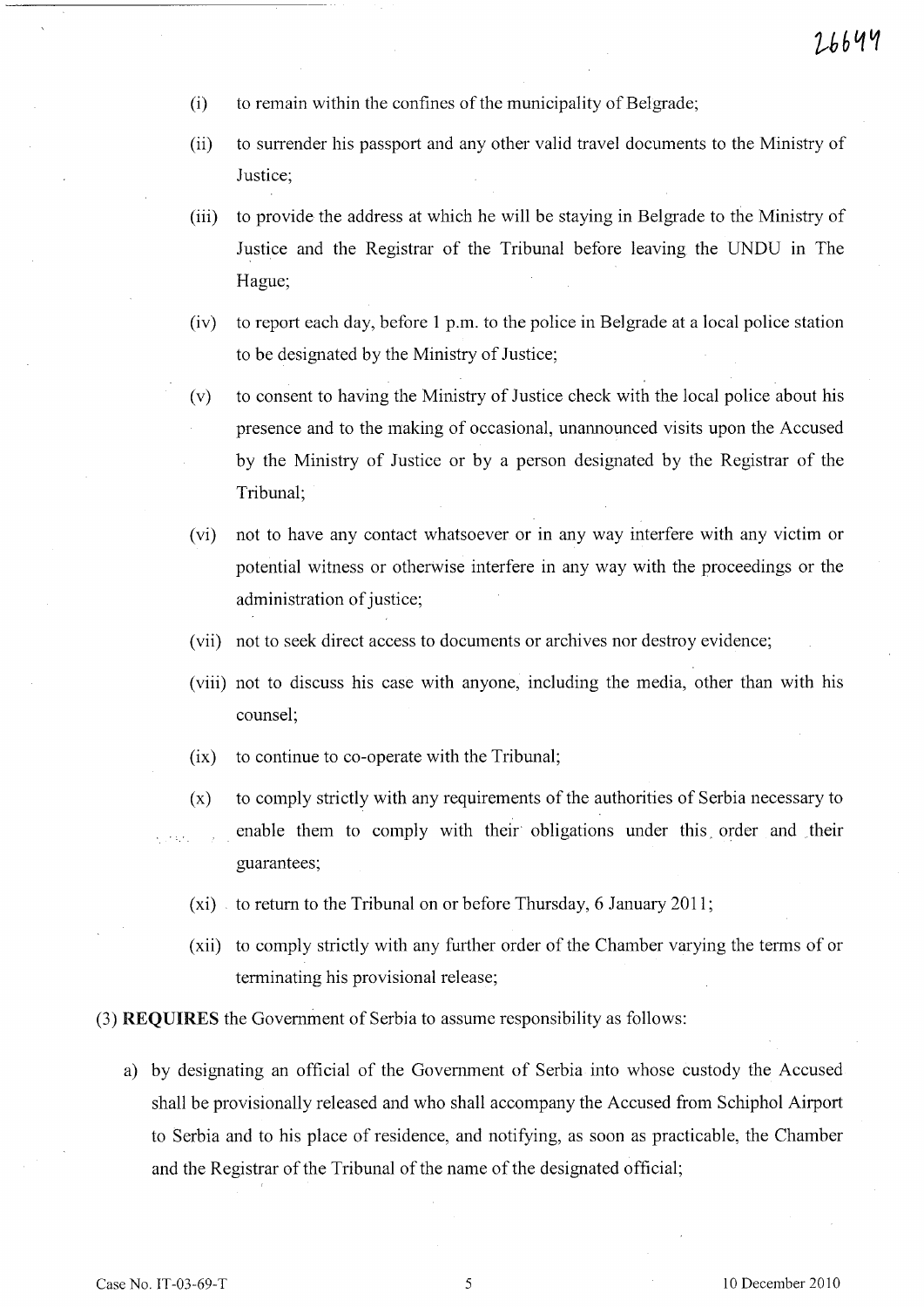(i) to remain within the confines of the municipality of Belgrade;

(ii) to surrender his passport and any other valid travel documents to the Ministry of Justice;

(iii) to provide the address at which he will be staying in Belgrade to the Ministry of Justice and the Registrar of the Tribunal before leaving the UNDU in The Hague;

(iv) to report each day, before 1 p.m. to the police in Belgrade at a local police station to be designated by the Ministry of Justice;

(v) to consent to having the Ministry of Justice check with the local police about his presence and to the making of occasional, unannounced visits upon the Accused by the Ministry of Justice or by a person designated by the Registrar of the Tribunal;

(vi) not to have any contact whatsoever or in any way interfere with any victim or potential witness or otherwise interfere in any way with the proceedings or the administration of justice;

(vii) not to seek direct access to documents or archives nor destroy evidence;

(viii) not to discuss his case with anyone, including the media, other than with his counsel;

(ix) to continue to co-operate with the Tribunal;

(x) to comply strictly with any requirements of the authorities of Serbia necessary to enable them to comply with their obligations under this order and their guarantees;

(xi) to return to the Tribunal on or before Thursday, 6 January 2011;

(xii) to comply strictly with any further order of the Chamber varying the terms of or terminating his provisional release;

(3) **REQUIRES** the Government of Serbia to assume responsibility as follows:

a) by designating an official of the Government of Serbia into whose custody the Accused shall be provisionally released and who shall accompany the Accused from Schiphol Airport to Serbia and to his place of residence, and notifying, as soon as practicable, the Chamber and the Registrar of the Tribunal of the name of the designated official;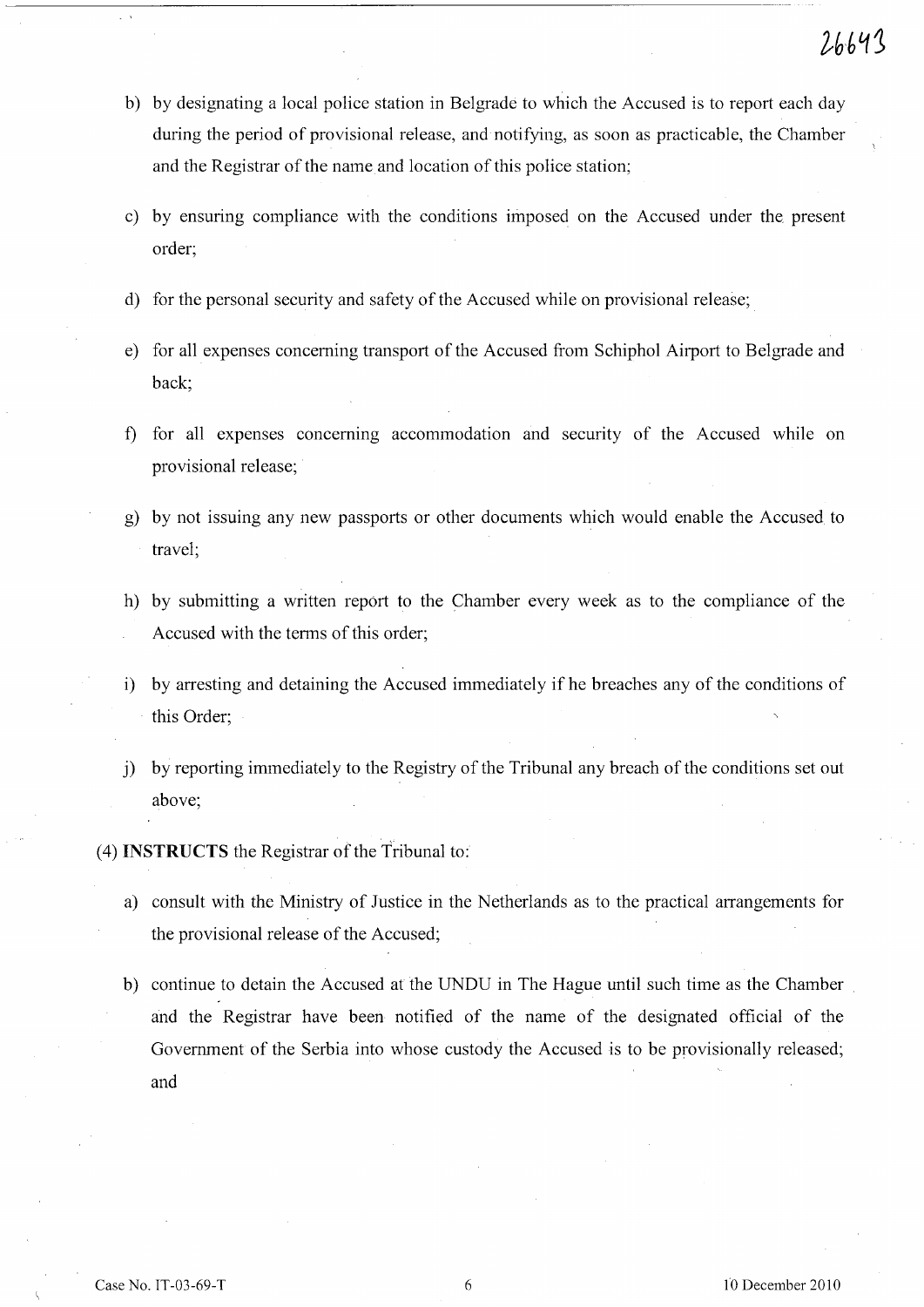b) by designating a local police station in Belgrade to which the Accused is to report each day during the period of provisional release, and notifying, as soon as practicable, the Chamber and the Registrar of the name and location of this police station;

c) by ensuring compliance with the conditions imposed on the Accused under the present order;

d) for the personal security and safety of the Accused while on provisional release;

e) for all expenses concerning transport of the Accused from Schiphol Airport to Belgrade and back;

f) for all expenses concerning accommodation and security of the Accused while on provisional release;

g) by not issuing any new passports or other documents which would enable the Accused to travel;

h) by submitting a written report to the Chamber every week as to the compliance of the Accused with the terms of this order;

i) by arresting and detaining the Accused immediately if he breaches any of the conditions of this Order;

j) by reporting immediately to the Registry of the Tribunal any breach of the conditions set out above;

(4) **INSTRUCTS** the Registrar of the Tribunal to:

a) consult with the Ministry of Justice in the Netherlands as to the practical arrangements for the provisional release of the Accused;

b) continue to detain the Accused at the UNDU in The Hague until such time as the Chamber and the Registrar have been notified of the name of the designated official of the Government of the Serbia into whose custody the Accused is to be provisionally released; and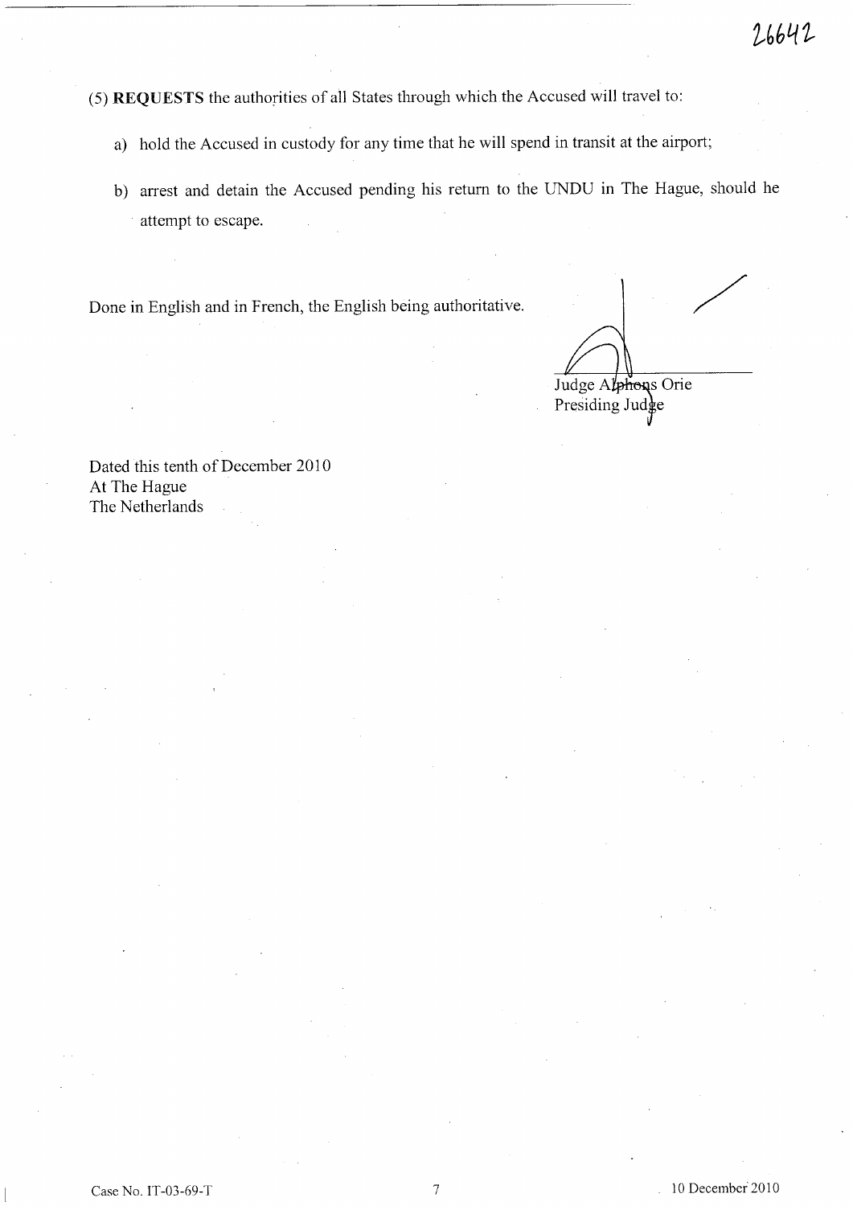(5) **REQUESTS** the authorities of all States through which the Accused will travel to:

a) hold the Accused in custody for any time that he will spend in transit at the airport;

b) arrest and detain the Accused pending his return to the UNDU in The Hague, should he attempt to escape.

Done in English and in French, the English being authoritative.

Judge Alphons Orie
Presiding Judge

Dated this tenth of December 2010
At The Hague
The Netherlands